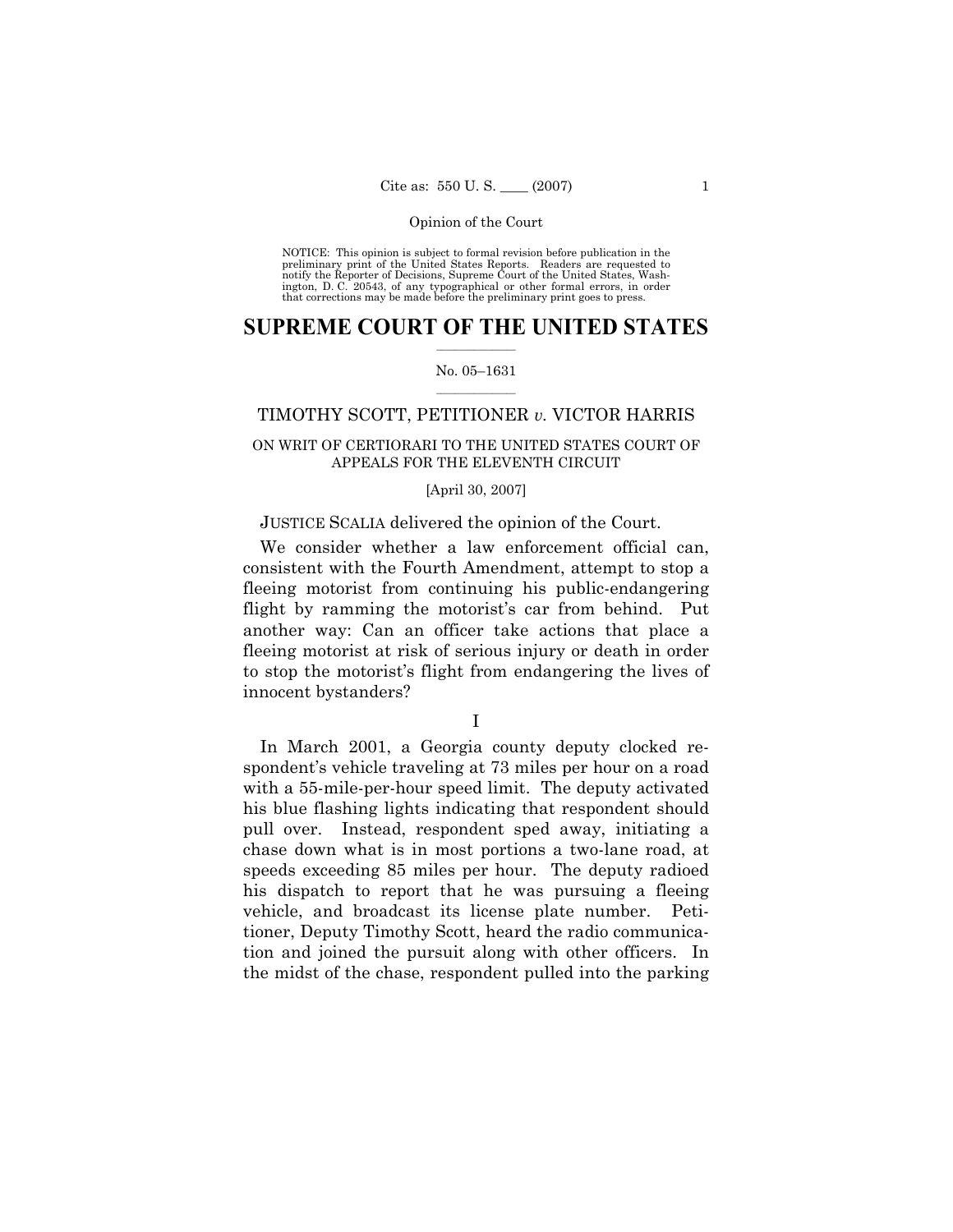NOTICE: This opinion is subject to formal revision before publication in the preliminary print of the United States Reports. Readers are requested to notify the Reporter of Decisions, Supreme Court of the United States, Washington, D. C. 20543, of any typographical or other formal errors, in order that corrections may be made before the preliminary print goes to press.

# SUPREME COURT OF THE UNITED STATES

No. 05–1631

## TIMOTHY SCOTT, PETITIONER *v.* VICTOR HARRIS

ON WRIT OF CERTIORARI TO THE UNITED STATES COURT OF APPEALS FOR THE ELEVENTH CIRCUIT

[April 30, 2007]

JUSTICE SCALIA delivered the opinion of the Court.

We consider whether a law enforcement official can, consistent with the Fourth Amendment, attempt to stop a fleeing motorist from continuing his public-endangering flight by ramming the motorist's car from behind. Put another way: Can an officer take actions that place a fleeing motorist at risk of serious injury or death in order to stop the motorist's flight from endangering the lives of innocent bystanders?

## I

In March 2001, a Georgia county deputy clocked respondent's vehicle traveling at 73 miles per hour on a road with a 55-mile-per-hour speed limit. The deputy activated his blue flashing lights indicating that respondent should pull over. Instead, respondent sped away, initiating a chase down what is in most portions a two-lane road, at speeds exceeding 85 miles per hour. The deputy radioed his dispatch to report that he was pursuing a fleeing vehicle, and broadcast its license plate number. Petitioner, Deputy Timothy Scott, heard the radio communication and joined the pursuit along with other officers. In the midst of the chase, respondent pulled into the parking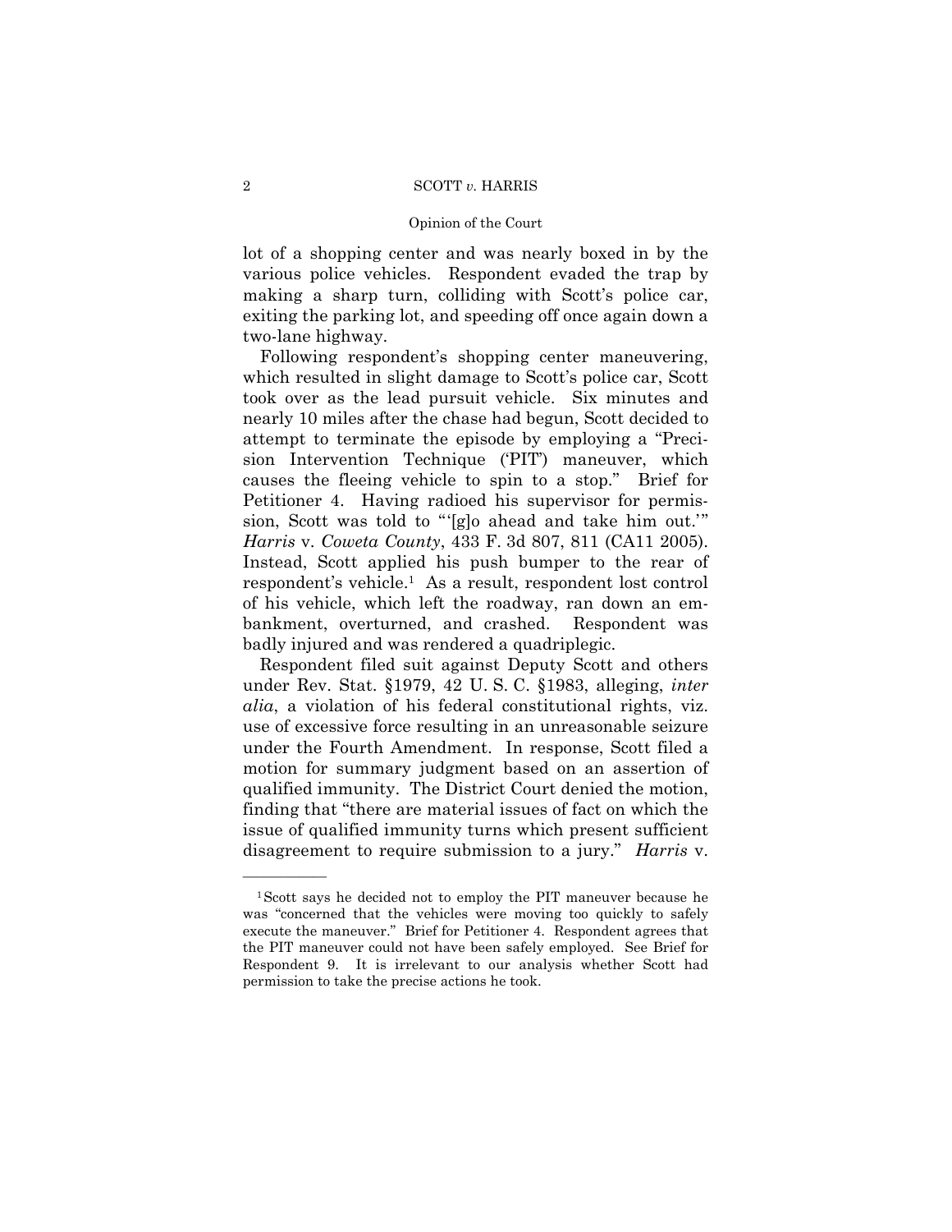lot of a shopping center and was nearly boxed in by the various police vehicles. Respondent evaded the trap by making a sharp turn, colliding with Scott's police car, exiting the parking lot, and speeding off once again down a two-lane highway.

Following respondent's shopping center maneuvering, which resulted in slight damage to Scott's police car, Scott took over as the lead pursuit vehicle. Six minutes and nearly 10 miles after the chase had begun, Scott decided to attempt to terminate the episode by employing a "Precision Intervention Technique ('PIT') maneuver, which causes the fleeing vehicle to spin to a stop." Brief for Petitioner 4. Having radioed his supervisor for permission, Scott was told to "'[g]o ahead and take him out.'" *Harris* v. *Coweta County*, 433 F. 3d 807, 811 (CA11 2005). Instead, Scott applied his push bumper to the rear of respondent's vehicle.[1] As a result, respondent lost control of his vehicle, which left the roadway, ran down an embankment, overturned, and crashed. Respondent was badly injured and was rendered a quadriplegic.

Respondent filed suit against Deputy Scott and others under Rev. Stat. §1979, 42 U. S. C. §1983, alleging, *inter alia*, a violation of his federal constitutional rights, viz. use of excessive force resulting in an unreasonable seizure under the Fourth Amendment. In response, Scott filed a motion for summary judgment based on an assertion of qualified immunity. The District Court denied the motion, finding that "there are material issues of fact on which the issue of qualified immunity turns which present sufficient disagreement to require submission to a jury." *Harris* v.

---

[1] Scott says he decided not to employ the PIT maneuver because he was "concerned that the vehicles were moving too quickly to safely execute the maneuver." Brief for Petitioner 4. Respondent agrees that the PIT maneuver could not have been safely employed. See Brief for Respondent 9. It is irrelevant to our analysis whether Scott had permission to take the precise actions he took.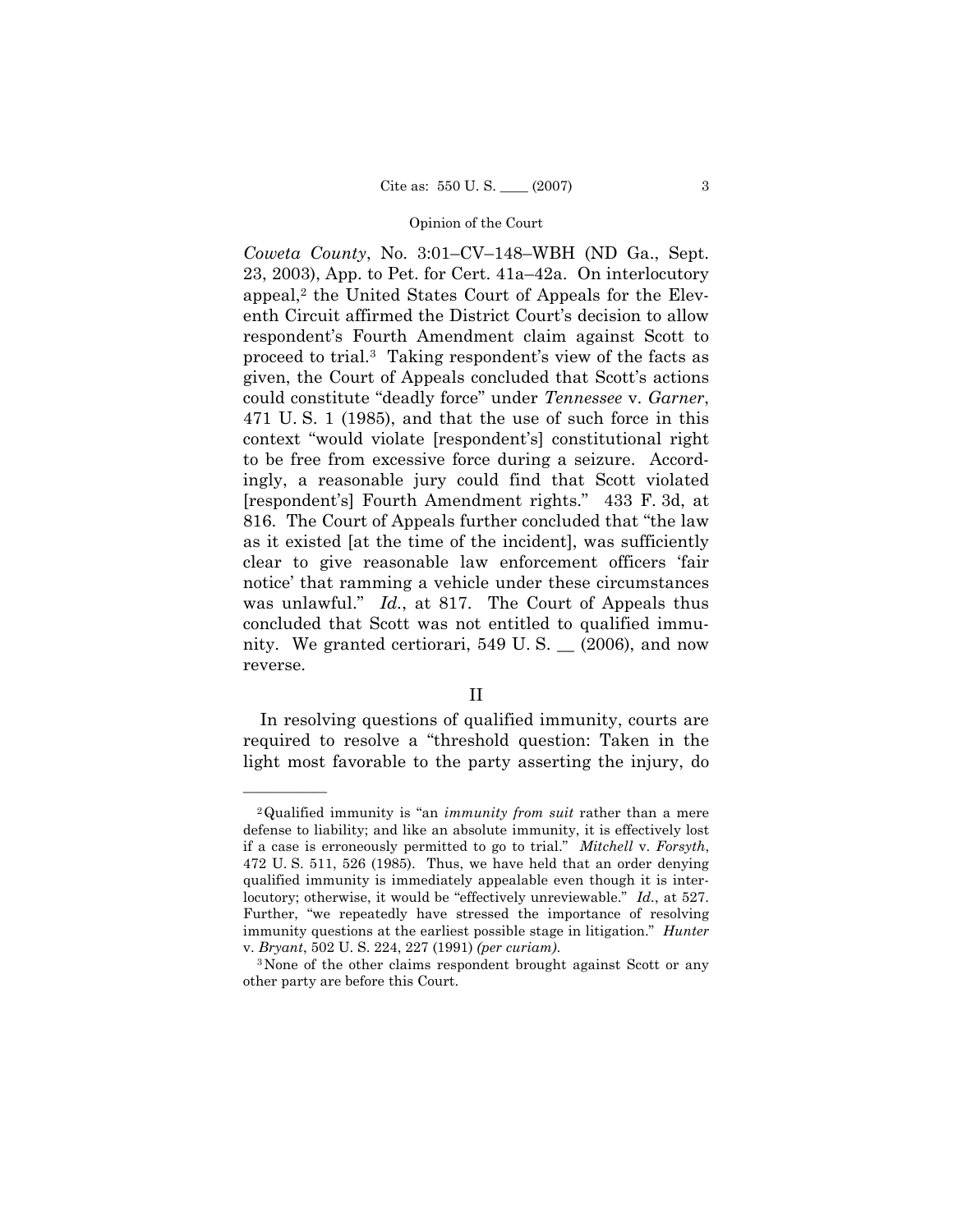*Coweta County*, No. 3:01–CV–148–WBH (ND Ga., Sept. 23, 2003), App. to Pet. for Cert. 41a–42a. On interlocutory appeal,[2] the United States Court of Appeals for the Eleventh Circuit affirmed the District Court's decision to allow respondent's Fourth Amendment claim against Scott to proceed to trial.[3] Taking respondent's view of the facts as given, the Court of Appeals concluded that Scott's actions could constitute "deadly force" under *Tennessee* v. *Garner*, 471 U. S. 1 (1985), and that the use of such force in this context "would violate [respondent's] constitutional right to be free from excessive force during a seizure. Accordingly, a reasonable jury could find that Scott violated [respondent's] Fourth Amendment rights." 433 F. 3d, at 816. The Court of Appeals further concluded that "the law as it existed [at the time of the incident], was sufficiently clear to give reasonable law enforcement officers 'fair notice' that ramming a vehicle under these circumstances was unlawful." *Id.*, at 817. The Court of Appeals thus concluded that Scott was not entitled to qualified immunity. We granted certiorari, 549 U. S. __ (2006), and now reverse.

## II

In resolving questions of qualified immunity, courts are required to resolve a "threshold question: Taken in the light most favorable to the party asserting the injury, do

---

[2] Qualified immunity is "an *immunity from suit* rather than a mere defense to liability; and like an absolute immunity, it is effectively lost if a case is erroneously permitted to go to trial." *Mitchell* v. *Forsyth*, 472 U. S. 511, 526 (1985). Thus, we have held that an order denying qualified immunity is immediately appealable even though it is interlocutory; otherwise, it would be "effectively unreviewable." *Id.*, at 527. Further, "we repeatedly have stressed the importance of resolving immunity questions at the earliest possible stage in litigation." *Hunter* v. *Bryant*, 502 U. S. 224, 227 (1991) *(per curiam)*.

[3] None of the other claims respondent brought against Scott or any other party are before this Court.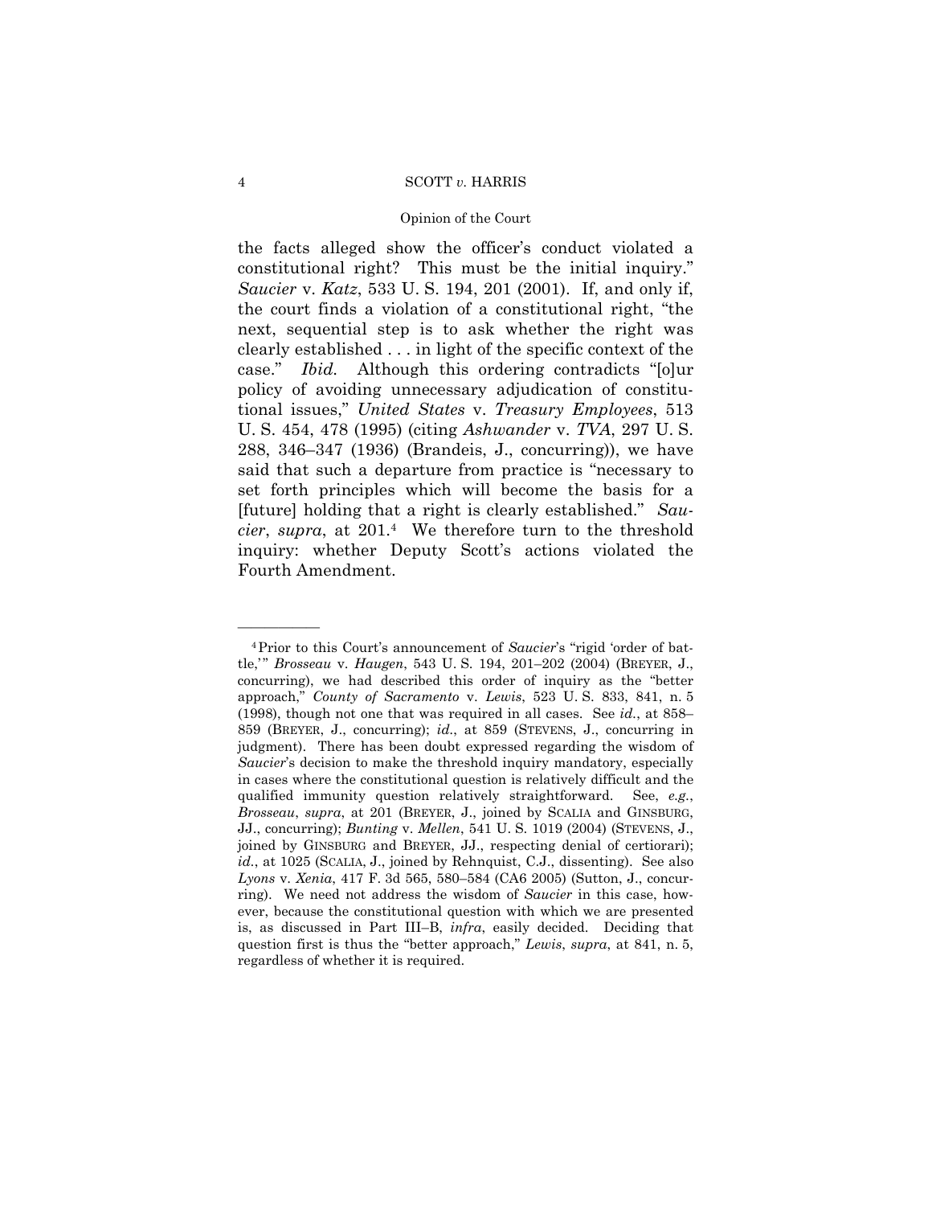the facts alleged show the officer's conduct violated a constitutional right? This must be the initial inquiry." *Saucier* v. *Katz*, 533 U. S. 194, 201 (2001). If, and only if, the court finds a violation of a constitutional right, "the next, sequential step is to ask whether the right was clearly established . . . in light of the specific context of the case." *Ibid.* Although this ordering contradicts "[o]ur policy of avoiding unnecessary adjudication of constitutional issues," *United States* v. *Treasury Employees*, 513 U. S. 454, 478 (1995) (citing *Ashwander* v. *TVA*, 297 U. S. 288, 346–347 (1936) (Brandeis, J., concurring)), we have said that such a departure from practice is "necessary to set forth principles which will become the basis for a [future] holding that a right is clearly established." *Saucier*, *supra*, at 201.[4] We therefore turn to the threshold inquiry: whether Deputy Scott's actions violated the Fourth Amendment.

---

[4] Prior to this Court's announcement of *Saucier*'s "rigid 'order of battle,'" *Brosseau* v. *Haugen*, 543 U. S. 194, 201–202 (2004) (BREYER, J., concurring), we had described this order of inquiry as the "better approach," *County of Sacramento* v. *Lewis*, 523 U. S. 833, 841, n. 5 (1998), though not one that was required in all cases. See *id.*, at 858–859 (BREYER, J., concurring); *id.*, at 859 (STEVENS, J., concurring in judgment). There has been doubt expressed regarding the wisdom of *Saucier*'s decision to make the threshold inquiry mandatory, especially in cases where the constitutional question is relatively difficult and the qualified immunity question relatively straightforward. See, *e.g.*, *Brosseau*, *supra*, at 201 (BREYER, J., joined by SCALIA and GINSBURG, JJ., concurring); *Bunting* v. *Mellen*, 541 U. S. 1019 (2004) (STEVENS, J., joined by GINSBURG and BREYER, JJ., respecting denial of certiorari); *id.*, at 1025 (SCALIA, J., joined by Rehnquist, C.J., dissenting). See also *Lyons* v. *Xenia*, 417 F. 3d 565, 580–584 (CA6 2005) (Sutton, J., concurring). We need not address the wisdom of *Saucier* in this case, however, because the constitutional question with which we are presented is, as discussed in Part III–B, *infra*, easily decided. Deciding that question first is thus the "better approach," *Lewis*, *supra*, at 841, n. 5, regardless of whether it is required.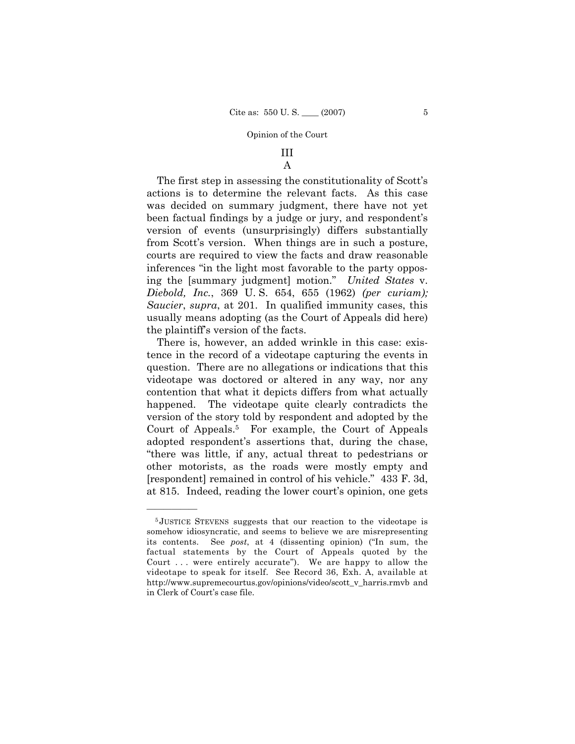## III

### A

The first step in assessing the constitutionality of Scott's actions is to determine the relevant facts. As this case was decided on summary judgment, there have not yet been factual findings by a judge or jury, and respondent's version of events (unsurprisingly) differs substantially from Scott's version. When things are in such a posture, courts are required to view the facts and draw reasonable inferences "in the light most favorable to the party opposing the [summary judgment] motion." *United States* v. *Diebold, Inc.*, 369 U. S. 654, 655 (1962) *(per curiam); Saucier*, *supra*, at 201. In qualified immunity cases, this usually means adopting (as the Court of Appeals did here) the plaintiff's version of the facts.

There is, however, an added wrinkle in this case: existence in the record of a videotape capturing the events in question. There are no allegations or indications that this videotape was doctored or altered in any way, nor any contention that what it depicts differs from what actually happened. The videotape quite clearly contradicts the version of the story told by respondent and adopted by the Court of Appeals.[5] For example, the Court of Appeals adopted respondent's assertions that, during the chase, "there was little, if any, actual threat to pedestrians or other motorists, as the roads were mostly empty and [respondent] remained in control of his vehicle." 433 F. 3d, at 815. Indeed, reading the lower court's opinion, one gets

---

[5] JUSTICE STEVENS suggests that our reaction to the videotape is somehow idiosyncratic, and seems to believe we are misrepresenting its contents. See *post*, at 4 (dissenting opinion) ("In sum, the factual statements by the Court of Appeals quoted by the Court . . . were entirely accurate"). We are happy to allow the videotape to speak for itself. See Record 36, Exh. A, available at http://www.supremecourtus.gov/opinions/video/scott_v_harris.rmvb and in Clerk of Court's case file.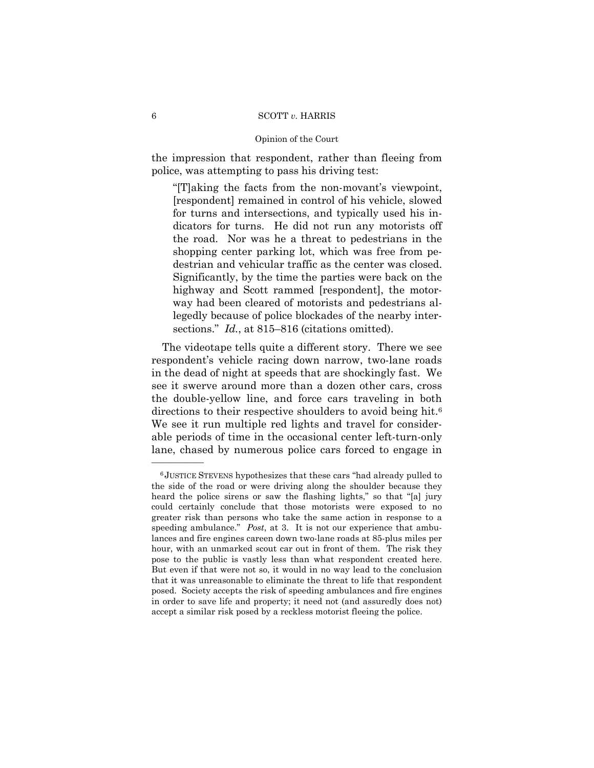the impression that respondent, rather than fleeing from police, was attempting to pass his driving test:

> "[T]aking the facts from the non-movant's viewpoint, [respondent] remained in control of his vehicle, slowed for turns and intersections, and typically used his indicators for turns. He did not run any motorists off the road. Nor was he a threat to pedestrians in the shopping center parking lot, which was free from pedestrian and vehicular traffic as the center was closed. Significantly, by the time the parties were back on the highway and Scott rammed [respondent], the motorway had been cleared of motorists and pedestrians allegedly because of police blockades of the nearby intersections." *Id.*, at 815–816 (citations omitted).

The videotape tells quite a different story. There we see respondent's vehicle racing down narrow, two-lane roads in the dead of night at speeds that are shockingly fast. We see it swerve around more than a dozen other cars, cross the double-yellow line, and force cars traveling in both directions to their respective shoulders to avoid being hit.[6] We see it run multiple red lights and travel for considerable periods of time in the occasional center left-turn-only lane, chased by numerous police cars forced to engage in

---

[6] JUSTICE STEVENS hypothesizes that these cars "had already pulled to the side of the road or were driving along the shoulder because they heard the police sirens or saw the flashing lights," so that "[a] jury could certainly conclude that those motorists were exposed to no greater risk than persons who take the same action in response to a speeding ambulance." *Post*, at 3. It is not our experience that ambulances and fire engines careen down two-lane roads at 85-plus miles per hour, with an unmarked scout car out in front of them. The risk they pose to the public is vastly less than what respondent created here. But even if that were not so, it would in no way lead to the conclusion that it was unreasonable to eliminate the threat to life that respondent posed. Society accepts the risk of speeding ambulances and fire engines in order to save life and property; it need not (and assuredly does not) accept a similar risk posed by a reckless motorist fleeing the police.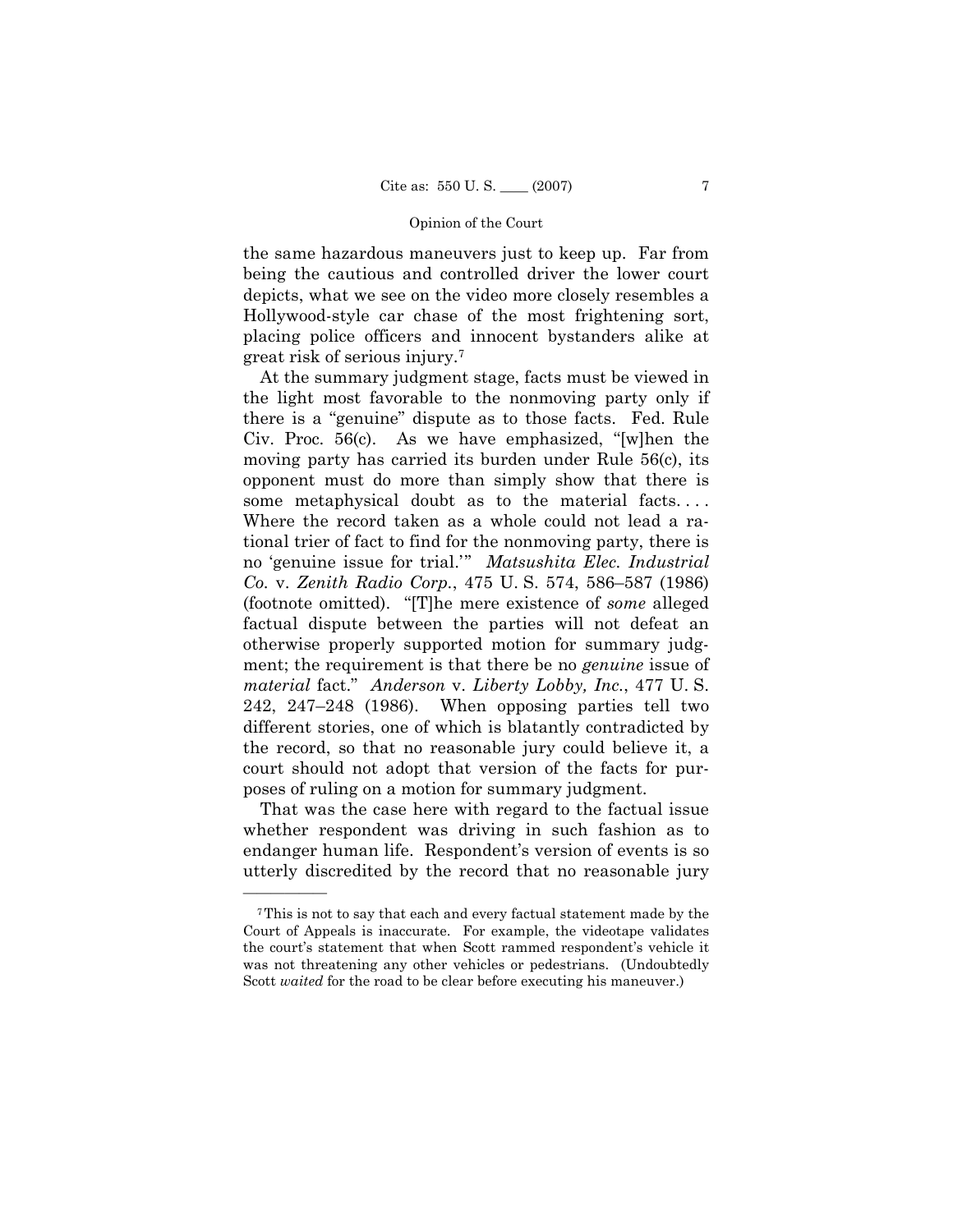the same hazardous maneuvers just to keep up. Far from being the cautious and controlled driver the lower court depicts, what we see on the video more closely resembles a Hollywood-style car chase of the most frightening sort, placing police officers and innocent bystanders alike at great risk of serious injury.[7]

At the summary judgment stage, facts must be viewed in the light most favorable to the nonmoving party only if there is a "genuine" dispute as to those facts. Fed. Rule Civ. Proc. 56(c). As we have emphasized, "[w]hen the moving party has carried its burden under Rule 56(c), its opponent must do more than simply show that there is some metaphysical doubt as to the material facts. . . . Where the record taken as a whole could not lead a rational trier of fact to find for the nonmoving party, there is no 'genuine issue for trial.'" *Matsushita Elec. Industrial Co.* v. *Zenith Radio Corp.*, 475 U. S. 574, 586–587 (1986) (footnote omitted). "[T]he mere existence of *some* alleged factual dispute between the parties will not defeat an otherwise properly supported motion for summary judgment; the requirement is that there be no *genuine* issue of *material* fact." *Anderson* v. *Liberty Lobby, Inc.*, 477 U. S. 242, 247–248 (1986). When opposing parties tell two different stories, one of which is blatantly contradicted by the record, so that no reasonable jury could believe it, a court should not adopt that version of the facts for purposes of ruling on a motion for summary judgment.

That was the case here with regard to the factual issue whether respondent was driving in such fashion as to endanger human life. Respondent's version of events is so utterly discredited by the record that no reasonable jury

---

[7] This is not to say that each and every factual statement made by the Court of Appeals is inaccurate. For example, the videotape validates the court's statement that when Scott rammed respondent's vehicle it was not threatening any other vehicles or pedestrians. (Undoubtedly Scott *waited* for the road to be clear before executing his maneuver.)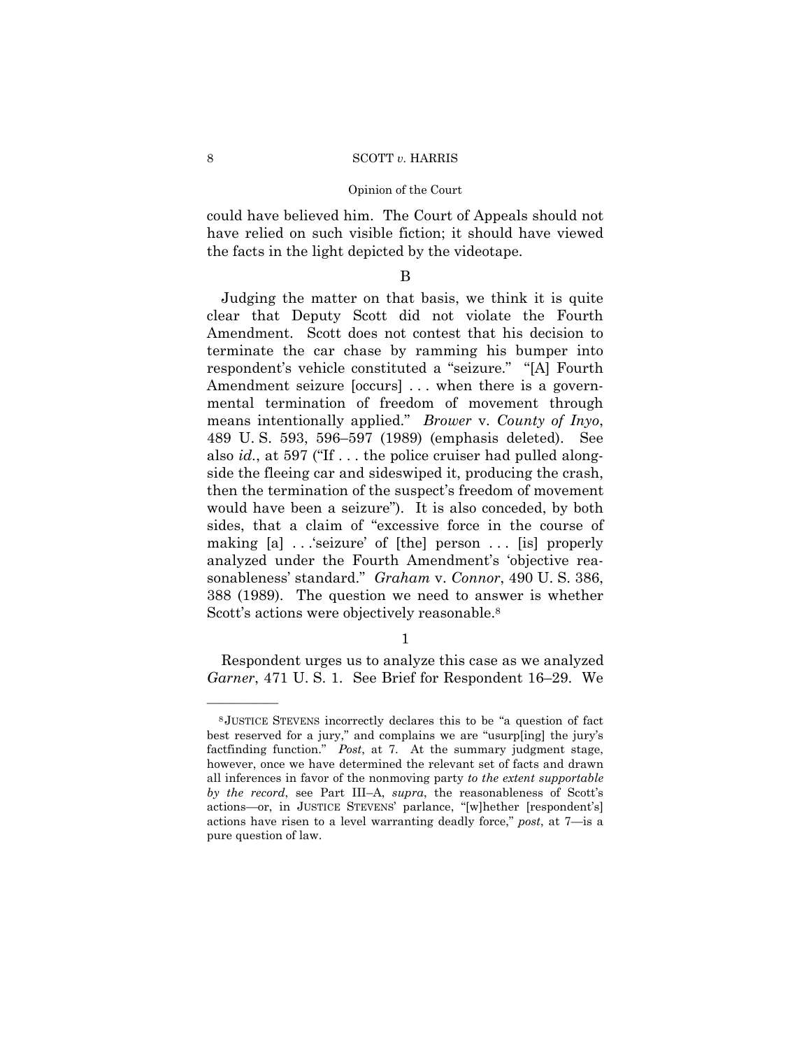could have believed him. The Court of Appeals should not have relied on such visible fiction; it should have viewed the facts in the light depicted by the videotape.

B

Judging the matter on that basis, we think it is quite clear that Deputy Scott did not violate the Fourth Amendment. Scott does not contest that his decision to terminate the car chase by ramming his bumper into respondent's vehicle constituted a "seizure." "[A] Fourth Amendment seizure [occurs] . . . when there is a governmental termination of freedom of movement through means intentionally applied." *Brower* v. *County of Inyo*, 489 U. S. 593, 596–597 (1989) (emphasis deleted). See also *id.*, at 597 ("If . . . the police cruiser had pulled alongside the fleeing car and sideswiped it, producing the crash, then the termination of the suspect's freedom of movement would have been a seizure"). It is also conceded, by both sides, that a claim of "excessive force in the course of making [a] . . .'seizure' of [the] person . . . [is] properly analyzed under the Fourth Amendment's 'objective reasonableness' standard." *Graham* v. *Connor*, 490 U. S. 386, 388 (1989). The question we need to answer is whether Scott's actions were objectively reasonable.[8]

1

Respondent urges us to analyze this case as we analyzed *Garner*, 471 U. S. 1. See Brief for Respondent 16–29. We

---

[8] JUSTICE STEVENS incorrectly declares this to be "a question of fact best reserved for a jury," and complains we are "usurp[ing] the jury's factfinding function." *Post*, at 7. At the summary judgment stage, however, once we have determined the relevant set of facts and drawn all inferences in favor of the nonmoving party *to the extent supportable by the record*, see Part III–A, *supra*, the reasonableness of Scott's actions—or, in JUSTICE STEVENS' parlance, "[w]hether [respondent's] actions have risen to a level warranting deadly force," *post*, at 7—is a pure question of law.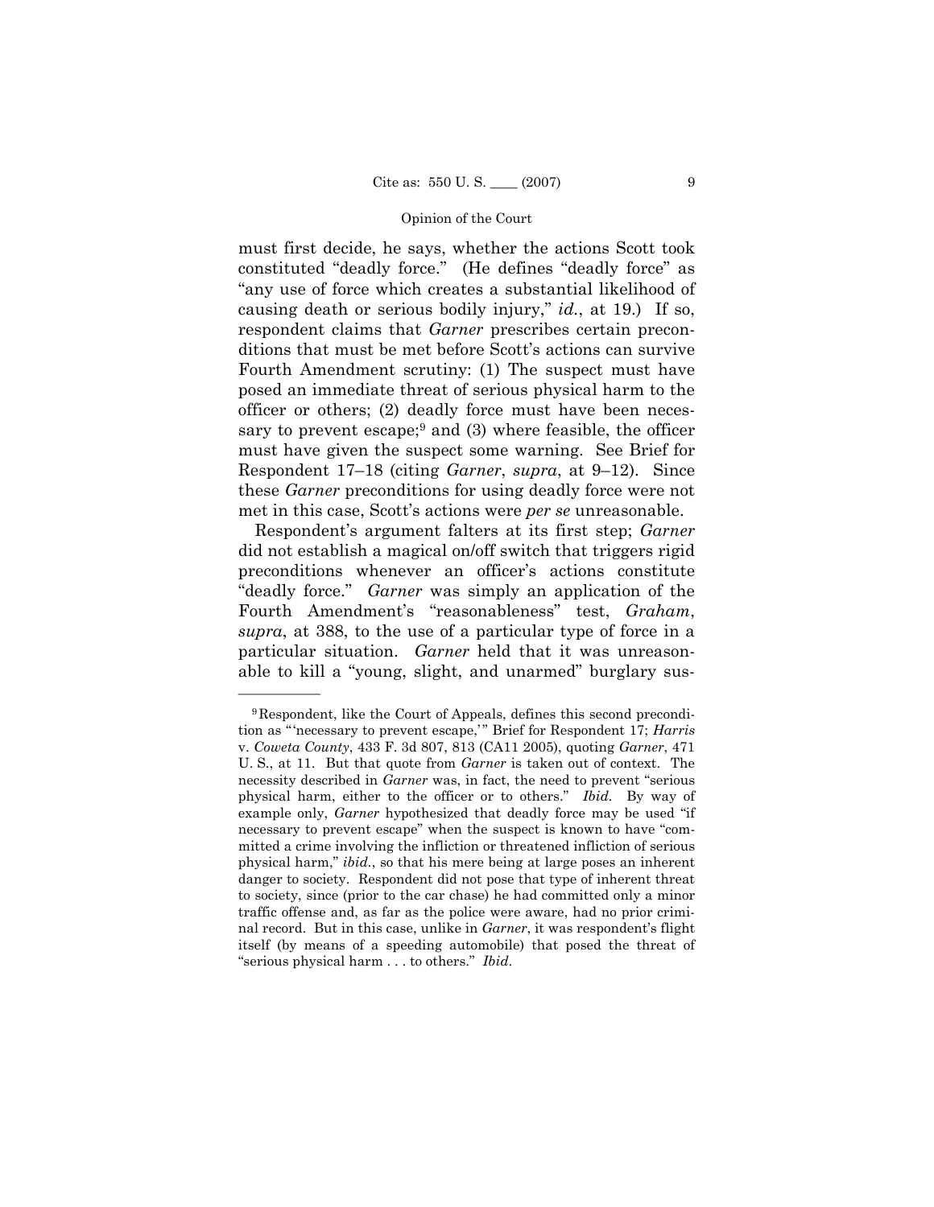must first decide, he says, whether the actions Scott took constituted "deadly force." (He defines "deadly force" as "any use of force which creates a substantial likelihood of causing death or serious bodily injury," *id.*, at 19.) If so, respondent claims that *Garner* prescribes certain preconditions that must be met before Scott's actions can survive Fourth Amendment scrutiny: (1) The suspect must have posed an immediate threat of serious physical harm to the officer or others; (2) deadly force must have been necessary to prevent escape;[9] and (3) where feasible, the officer must have given the suspect some warning. See Brief for Respondent 17–18 (citing *Garner*, *supra*, at 9–12). Since these *Garner* preconditions for using deadly force were not met in this case, Scott's actions were *per se* unreasonable.

Respondent's argument falters at its first step; *Garner* did not establish a magical on/off switch that triggers rigid preconditions whenever an officer's actions constitute "deadly force." *Garner* was simply an application of the Fourth Amendment's "reasonableness" test, *Graham*, *supra*, at 388, to the use of a particular type of force in a particular situation. *Garner* held that it was unreasonable to kill a "young, slight, and unarmed" burglary sus-

---

[9] Respondent, like the Court of Appeals, defines this second precondition as "'necessary to prevent escape,'" Brief for Respondent 17; *Harris* v. *Coweta County*, 433 F. 3d 807, 813 (CA11 2005), quoting *Garner*, 471 U. S., at 11. But that quote from *Garner* is taken out of context. The necessity described in *Garner* was, in fact, the need to prevent "serious physical harm, either to the officer or to others." *Ibid.* By way of example only, *Garner* hypothesized that deadly force may be used "if necessary to prevent escape" when the suspect is known to have "committed a crime involving the infliction or threatened infliction of serious physical harm," *ibid.*, so that his mere being at large poses an inherent danger to society. Respondent did not pose that type of inherent threat to society, since (prior to the car chase) he had committed only a minor traffic offense and, as far as the police were aware, had no prior criminal record. But in this case, unlike in *Garner*, it was respondent's flight itself (by means of a speeding automobile) that posed the threat of "serious physical harm . . . to others." *Ibid.*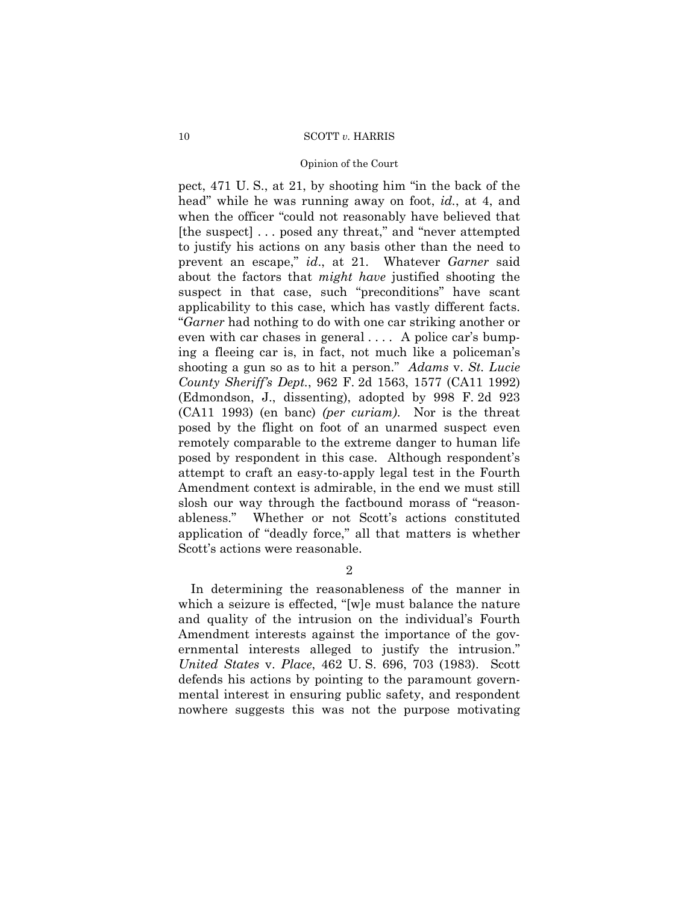pect, 471 U. S., at 21, by shooting him "in the back of the head" while he was running away on foot, *id*., at 4, and when the officer "could not reasonably have believed that [the suspect] . . . posed any threat," and "never attempted to justify his actions on any basis other than the need to prevent an escape," *id*., at 21. Whatever *Garner* said about the factors that *might have* justified shooting the suspect in that case, such "preconditions" have scant applicability to this case, which has vastly different facts. "*Garner* had nothing to do with one car striking another or even with car chases in general . . . . A police car's bumping a fleeing car is, in fact, not much like a policeman's shooting a gun so as to hit a person." *Adams* v. *St. Lucie County Sheriff's Dept.*, 962 F. 2d 1563, 1577 (CA11 1992) (Edmondson, J., dissenting), adopted by 998 F. 2d 923 (CA11 1993) (en banc) *(per curiam)*. Nor is the threat posed by the flight on foot of an unarmed suspect even remotely comparable to the extreme danger to human life posed by respondent in this case. Although respondent's attempt to craft an easy-to-apply legal test in the Fourth Amendment context is admirable, in the end we must still slosh our way through the factbound morass of "reasonableness." Whether or not Scott's actions constituted application of "deadly force," all that matters is whether Scott's actions were reasonable.

2

In determining the reasonableness of the manner in which a seizure is effected, "[w]e must balance the nature and quality of the intrusion on the individual's Fourth Amendment interests against the importance of the governmental interests alleged to justify the intrusion." *United States* v. *Place*, 462 U. S. 696, 703 (1983). Scott defends his actions by pointing to the paramount governmental interest in ensuring public safety, and respondent nowhere suggests this was not the purpose motivating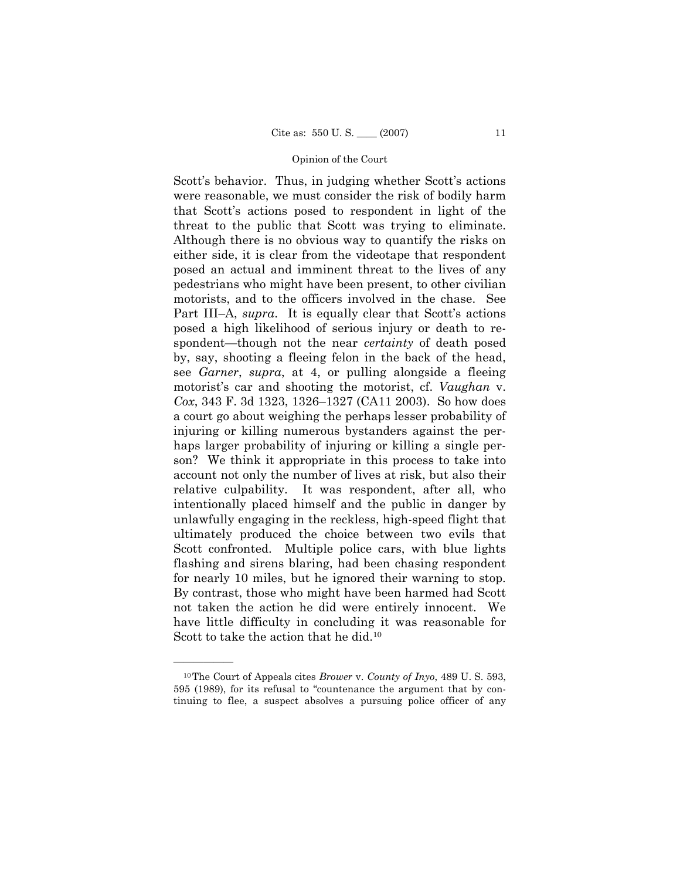Scott's behavior. Thus, in judging whether Scott's actions were reasonable, we must consider the risk of bodily harm that Scott's actions posed to respondent in light of the threat to the public that Scott was trying to eliminate. Although there is no obvious way to quantify the risks on either side, it is clear from the videotape that respondent posed an actual and imminent threat to the lives of any pedestrians who might have been present, to other civilian motorists, and to the officers involved in the chase. See Part III–A, *supra*. It is equally clear that Scott's actions posed a high likelihood of serious injury or death to respondent—though not the near *certainty* of death posed by, say, shooting a fleeing felon in the back of the head, see *Garner*, *supra*, at 4, or pulling alongside a fleeing motorist's car and shooting the motorist, cf. *Vaughan* v. *Cox*, 343 F. 3d 1323, 1326–1327 (CA11 2003). So how does a court go about weighing the perhaps lesser probability of injuring or killing numerous bystanders against the perhaps larger probability of injuring or killing a single person? We think it appropriate in this process to take into account not only the number of lives at risk, but also their relative culpability. It was respondent, after all, who intentionally placed himself and the public in danger by unlawfully engaging in the reckless, high-speed flight that ultimately produced the choice between two evils that Scott confronted. Multiple police cars, with blue lights flashing and sirens blaring, had been chasing respondent for nearly 10 miles, but he ignored their warning to stop. By contrast, those who might have been harmed had Scott not taken the action he did were entirely innocent. We have little difficulty in concluding it was reasonable for Scott to take the action that he did.[10]

---

[10] The Court of Appeals cites *Brower* v. *County of Inyo*, 489 U. S. 593, 595 (1989), for its refusal to "countenance the argument that by continuing to flee, a suspect absolves a pursuing police officer of any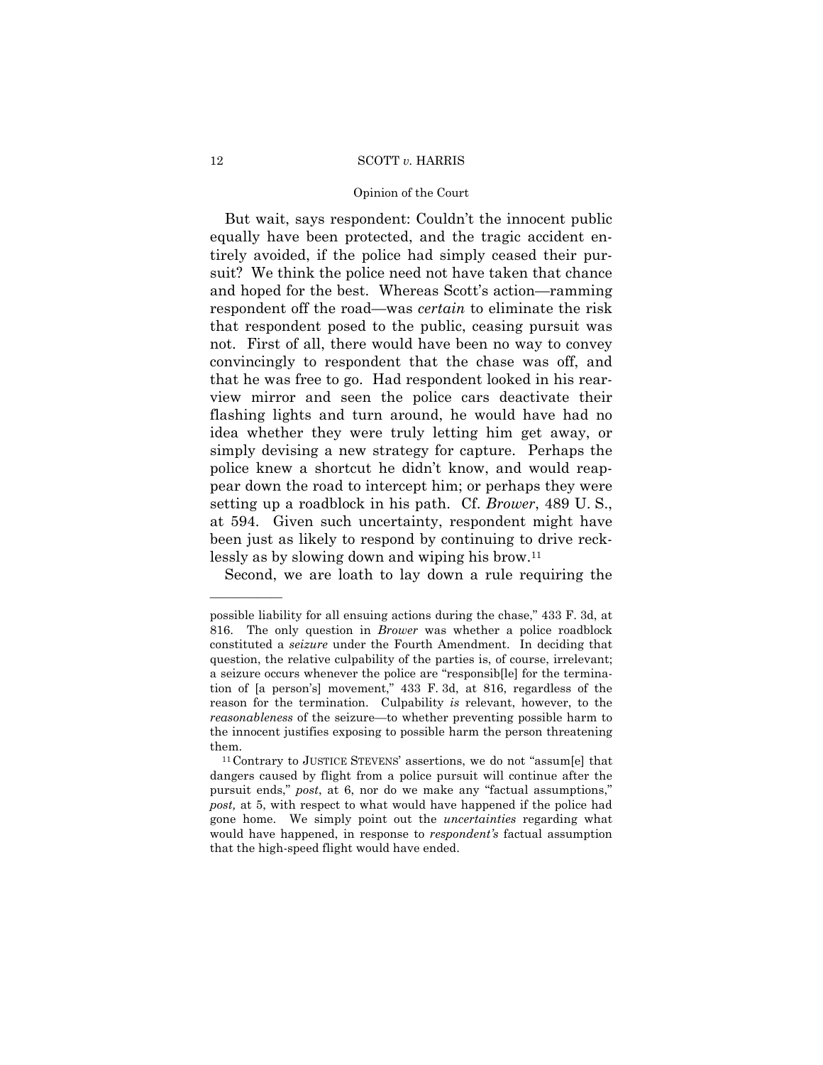But wait, says respondent: Couldn't the innocent public equally have been protected, and the tragic accident entirely avoided, if the police had simply ceased their pursuit? We think the police need not have taken that chance and hoped for the best. Whereas Scott's action—ramming respondent off the road—was *certain* to eliminate the risk that respondent posed to the public, ceasing pursuit was not. First of all, there would have been no way to convey convincingly to respondent that the chase was off, and that he was free to go. Had respondent looked in his rear-view mirror and seen the police cars deactivate their flashing lights and turn around, he would have had no idea whether they were truly letting him get away, or simply devising a new strategy for capture. Perhaps the police knew a shortcut he didn't know, and would reappear down the road to intercept him; or perhaps they were setting up a roadblock in his path. Cf. *Brower*, 489 U. S., at 594. Given such uncertainty, respondent might have been just as likely to respond by continuing to drive recklessly as by slowing down and wiping his brow.[11]

Second, we are loath to lay down a rule requiring the

---

possible liability for all ensuing actions during the chase," 433 F. 3d, at 816. The only question in *Brower* was whether a police roadblock constituted a *seizure* under the Fourth Amendment. In deciding that question, the relative culpability of the parties is, of course, irrelevant; a seizure occurs whenever the police are "responsib[le] for the termination of [a person's] movement," 433 F. 3d, at 816, regardless of the reason for the termination. Culpability *is* relevant, however, to the *reasonableness* of the seizure—to whether preventing possible harm to the innocent justifies exposing to possible harm the person threatening them.

[11] Contrary to JUSTICE STEVENS' assertions, we do not "assum[e] that dangers caused by flight from a police pursuit will continue after the pursuit ends," *post*, at 6, nor do we make any "factual assumptions," *post*, at 5, with respect to what would have happened if the police had gone home. We simply point out the *uncertainties* regarding what would have happened, in response to *respondent's* factual assumption that the high-speed flight would have ended.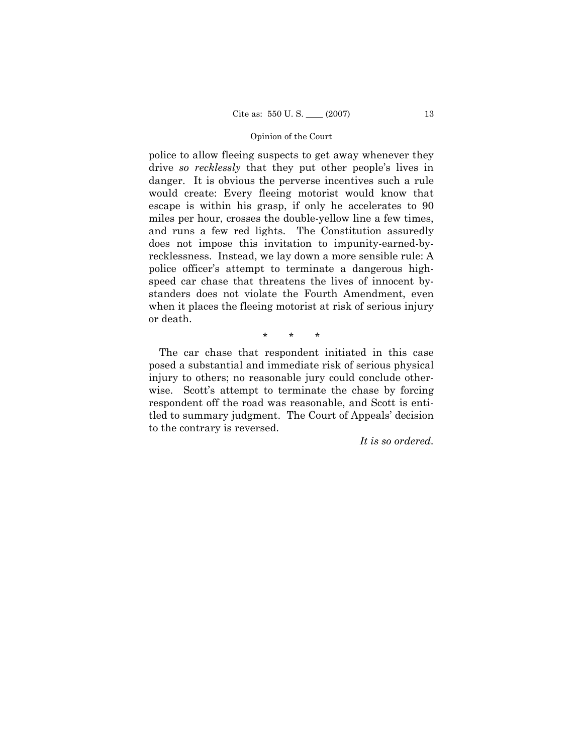police to allow fleeing suspects to get away whenever they drive *so recklessly* that they put other people's lives in danger. It is obvious the perverse incentives such a rule would create: Every fleeing motorist would know that escape is within his grasp, if only he accelerates to 90 miles per hour, crosses the double-yellow line a few times, and runs a few red lights. The Constitution assuredly does not impose this invitation to impunity-earned-by-recklessness. Instead, we lay down a more sensible rule: A police officer's attempt to terminate a dangerous high-speed car chase that threatens the lives of innocent bystanders does not violate the Fourth Amendment, even when it places the fleeing motorist at risk of serious injury or death.

\* \* \*

The car chase that respondent initiated in this case posed a substantial and immediate risk of serious physical injury to others; no reasonable jury could conclude otherwise. Scott's attempt to terminate the chase by forcing respondent off the road was reasonable, and Scott is entitled to summary judgment. The Court of Appeals' decision to the contrary is reversed.

*It is so ordered.*